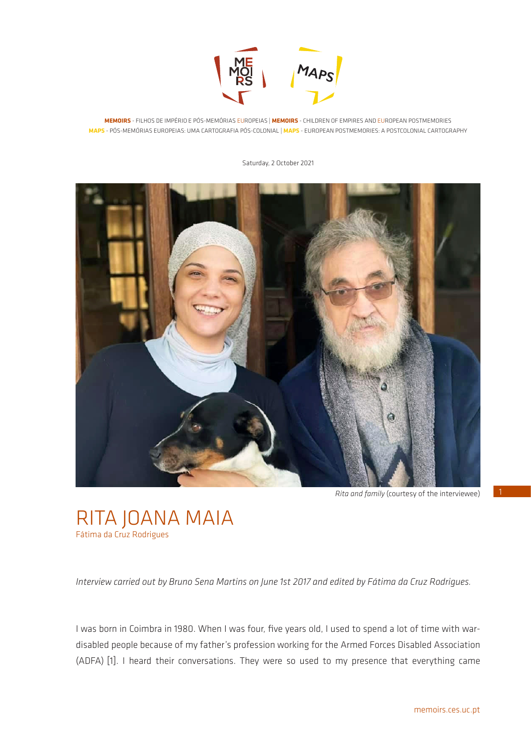**MEMOIRS** - FILHOS DE IMPÉRIO E PÓS-MEMÓRIAS EUROPEIAS | **MEMOIRS** - CHILDREN OF EMPIRES AND EUROPEAN POSTMEMORIES
**MAPS** - PÓS-MEMÓRIAS EUROPEIAS: UMA CARTOGRAFIA PÓS-COLONIAL | **MAPS** - EUROPEAN POSTMEMORIES: A POSTCOLONIAL CARTOGRAPHY

Saturday, 2 October 2021

*Rita and family* (courtesy of the interviewee)

# RITA JOANA MAIA

Fátima da Cruz Rodrigues

*Interview carried out by Bruno Sena Martins on June 1st 2017 and edited by Fátima da Cruz Rodrigues.*

I was born in Coimbra in 1980. When I was four, five years old, I used to spend a lot of time with war-disabled people because of my father's profession working for the Armed Forces Disabled Association (ADFA) [1]. I heard their conversations. They were so used to my presence that everything came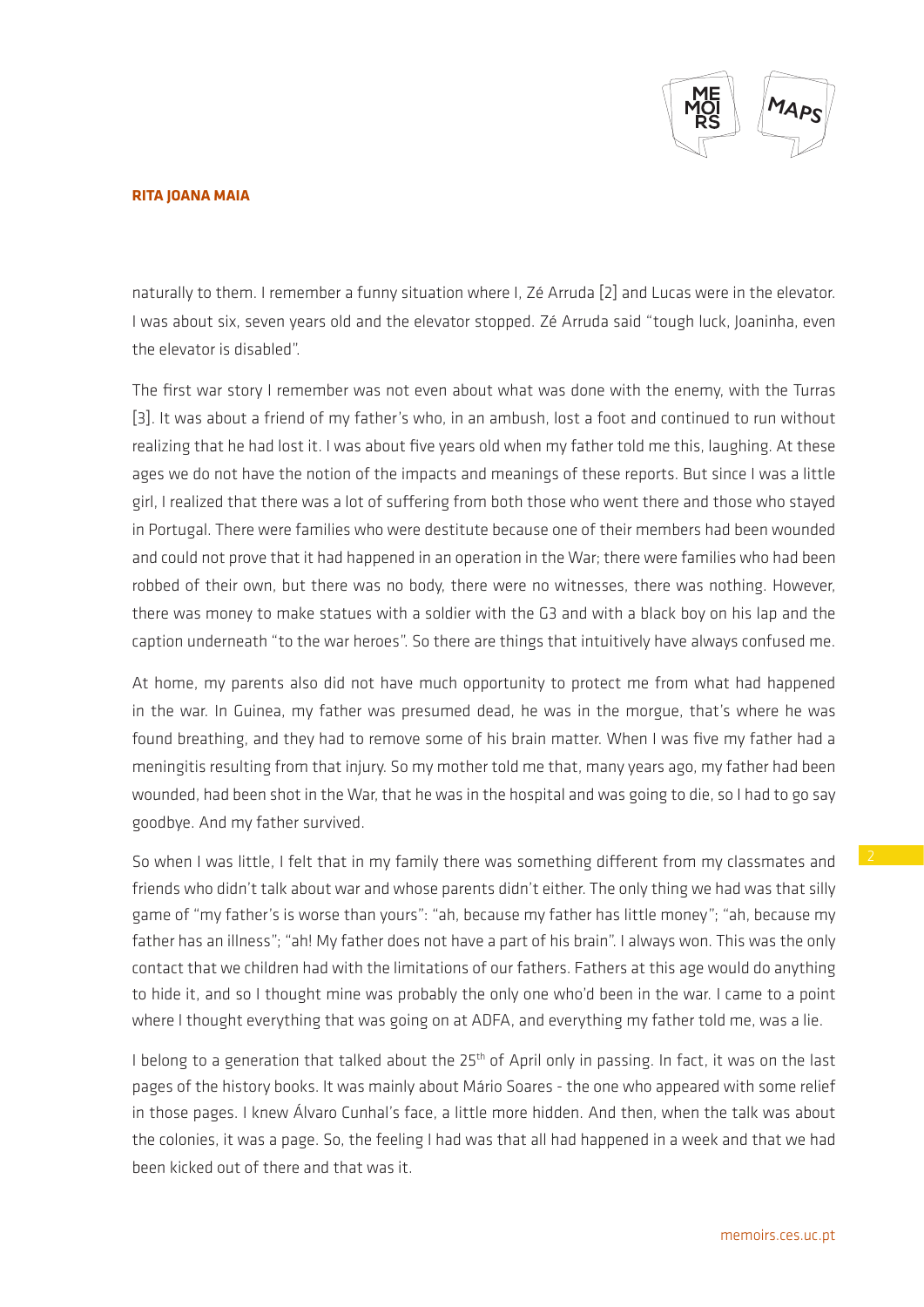naturally to them. I remember a funny situation where I, Zé Arruda [2] and Lucas were in the elevator. I was about six, seven years old and the elevator stopped. Zé Arruda said "tough luck, Joaninha, even the elevator is disabled".

The first war story I remember was not even about what was done with the enemy, with the Turras [3]. It was about a friend of my father's who, in an ambush, lost a foot and continued to run without realizing that he had lost it. I was about five years old when my father told me this, laughing. At these ages we do not have the notion of the impacts and meanings of these reports. But since I was a little girl, I realized that there was a lot of suffering from both those who went there and those who stayed in Portugal. There were families who were destitute because one of their members had been wounded and could not prove that it had happened in an operation in the War; there were families who had been robbed of their own, but there was no body, there were no witnesses, there was nothing. However, there was money to make statues with a soldier with the G3 and with a black boy on his lap and the caption underneath "to the war heroes". So there are things that intuitively have always confused me.

At home, my parents also did not have much opportunity to protect me from what had happened in the war. In Guinea, my father was presumed dead, he was in the morgue, that's where he was found breathing, and they had to remove some of his brain matter. When I was five my father had a meningitis resulting from that injury. So my mother told me that, many years ago, my father had been wounded, had been shot in the War, that he was in the hospital and was going to die, so I had to go say goodbye. And my father survived.

So when I was little, I felt that in my family there was something different from my classmates and friends who didn't talk about war and whose parents didn't either. The only thing we had was that silly game of "my father's is worse than yours": "ah, because my father has little money"; "ah, because my father has an illness"; "ah! My father does not have a part of his brain". I always won. This was the only contact that we children had with the limitations of our fathers. Fathers at this age would do anything to hide it, and so I thought mine was probably the only one who'd been in the war. I came to a point where I thought everything that was going on at ADFA, and everything my father told me, was a lie.

I belong to a generation that talked about the 25th of April only in passing. In fact, it was on the last pages of the history books. It was mainly about Mário Soares - the one who appeared with some relief in those pages. I knew Álvaro Cunhal's face, a little more hidden. And then, when the talk was about the colonies, it was a page. So, the feeling I had was that all had happened in a week and that we had been kicked out of there and that was it.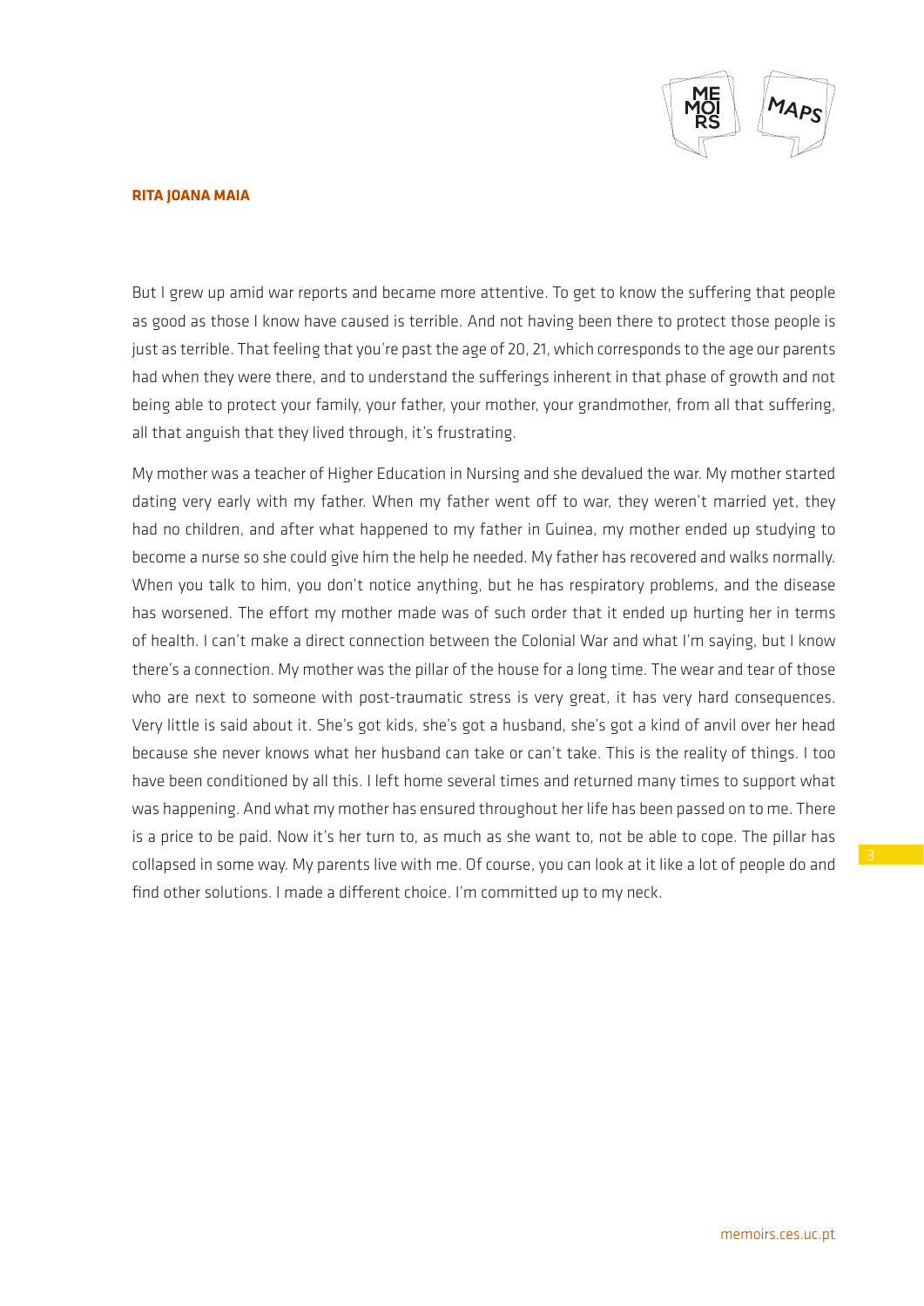**RITA JOANA MAIA**

But I grew up amid war reports and became more attentive. To get to know the suffering that people as good as those I know have caused is terrible. And not having been there to protect those people is just as terrible. That feeling that you're past the age of 20, 21, which corresponds to the age our parents had when they were there, and to understand the sufferings inherent in that phase of growth and not being able to protect your family, your father, your mother, your grandmother, from all that suffering, all that anguish that they lived through, it's frustrating.

My mother was a teacher of Higher Education in Nursing and she devalued the war. My mother started dating very early with my father. When my father went off to war, they weren't married yet, they had no children, and after what happened to my father in Guinea, my mother ended up studying to become a nurse so she could give him the help he needed. My father has recovered and walks normally. When you talk to him, you don't notice anything, but he has respiratory problems, and the disease has worsened. The effort my mother made was of such order that it ended up hurting her in terms of health. I can't make a direct connection between the Colonial War and what I'm saying, but I know there's a connection. My mother was the pillar of the house for a long time. The wear and tear of those who are next to someone with post-traumatic stress is very great, it has very hard consequences. Very little is said about it. She's got kids, she's got a husband, she's got a kind of anvil over her head because she never knows what her husband can take or can't take. This is the reality of things. I too have been conditioned by all this. I left home several times and returned many times to support what was happening. And what my mother has ensured throughout her life has been passed on to me. There is a price to be paid. Now it's her turn to, as much as she want to, not be able to cope. The pillar has collapsed in some way. My parents live with me. Of course, you can look at it like a lot of people do and find other solutions. I made a different choice. I'm committed up to my neck.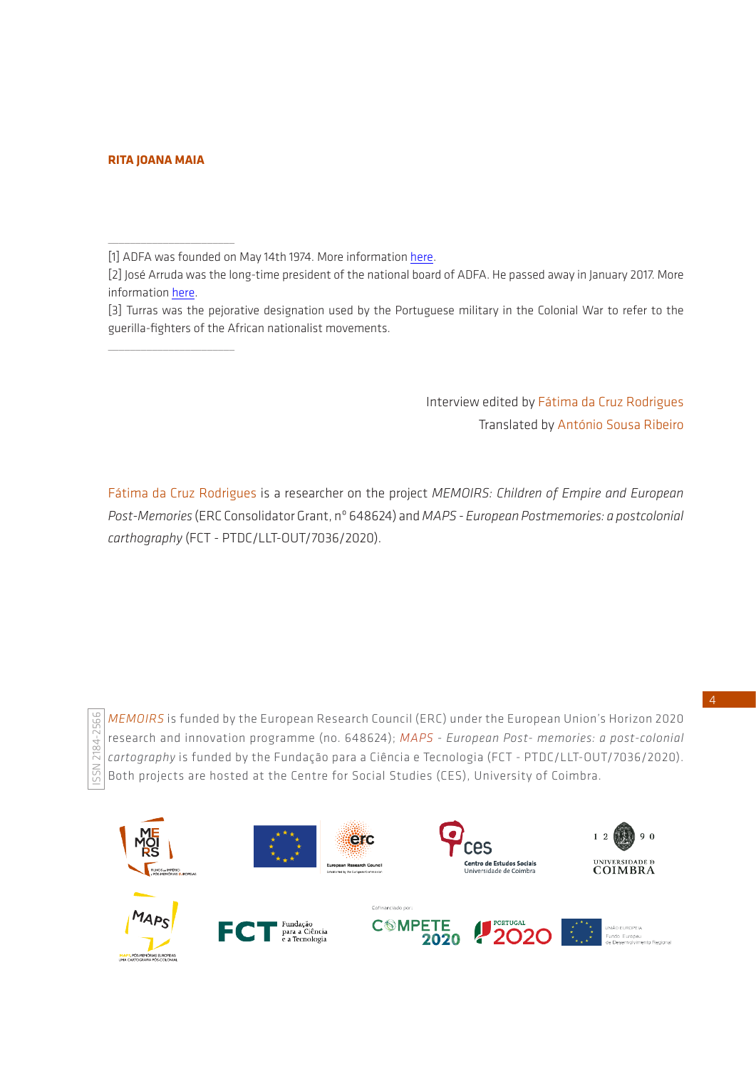**RITA JOANA MAIA**

---

[1] ADFA was founded on May 14th 1974. More information here.

[2] José Arruda was the long-time president of the national board of ADFA. He passed away in January 2017. More information here.

[3] Turras was the pejorative designation used by the Portuguese military in the Colonial War to refer to the guerilla-fighters of the African nationalist movements.

---

Interview edited by Fátima da Cruz Rodrigues

Translated by António Sousa Ribeiro

Fátima da Cruz Rodrigues is a researcher on the project *MEMOIRS: Children of Empire and European Post-Memories* (ERC Consolidator Grant, nº 648624) and *MAPS - European Postmemories: a postcolonial carthography* (FCT - PTDC/LLT-OUT/7036/2020).

ISSN 2184-2566

*MEMOIRS* is funded by the European Research Council (ERC) under the European Union's Horizon 2020 research and innovation programme (no. 648624); *MAPS - European Post- memories: a post-colonial cartography* is funded by the Fundação para a Ciência e Tecnologia (FCT - PTDC/LLT-OUT/7036/2020). Both projects are hosted at the Centre for Social Studies (CES), University of Coimbra.